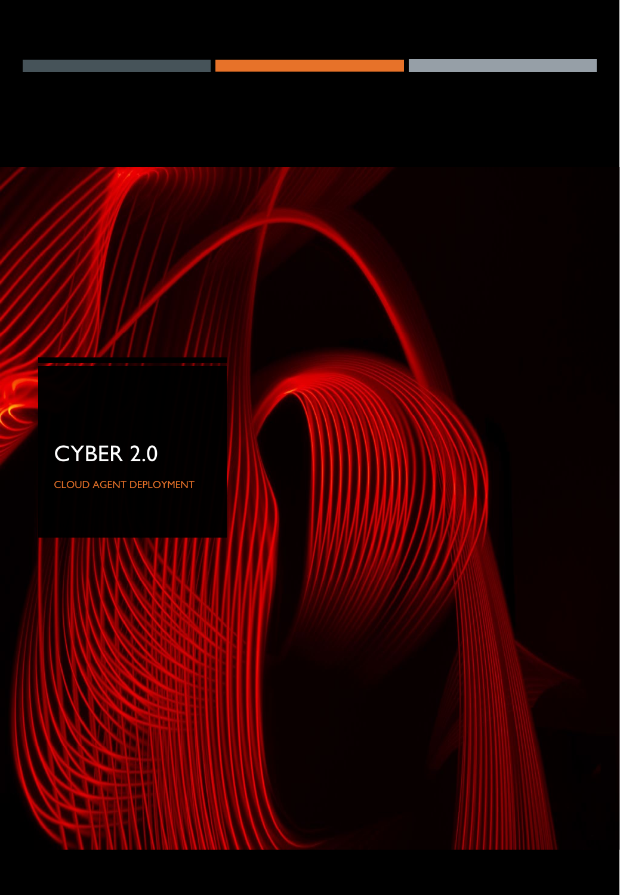# CYBER 2.0

CLOUD AGENT DEPLOYMENT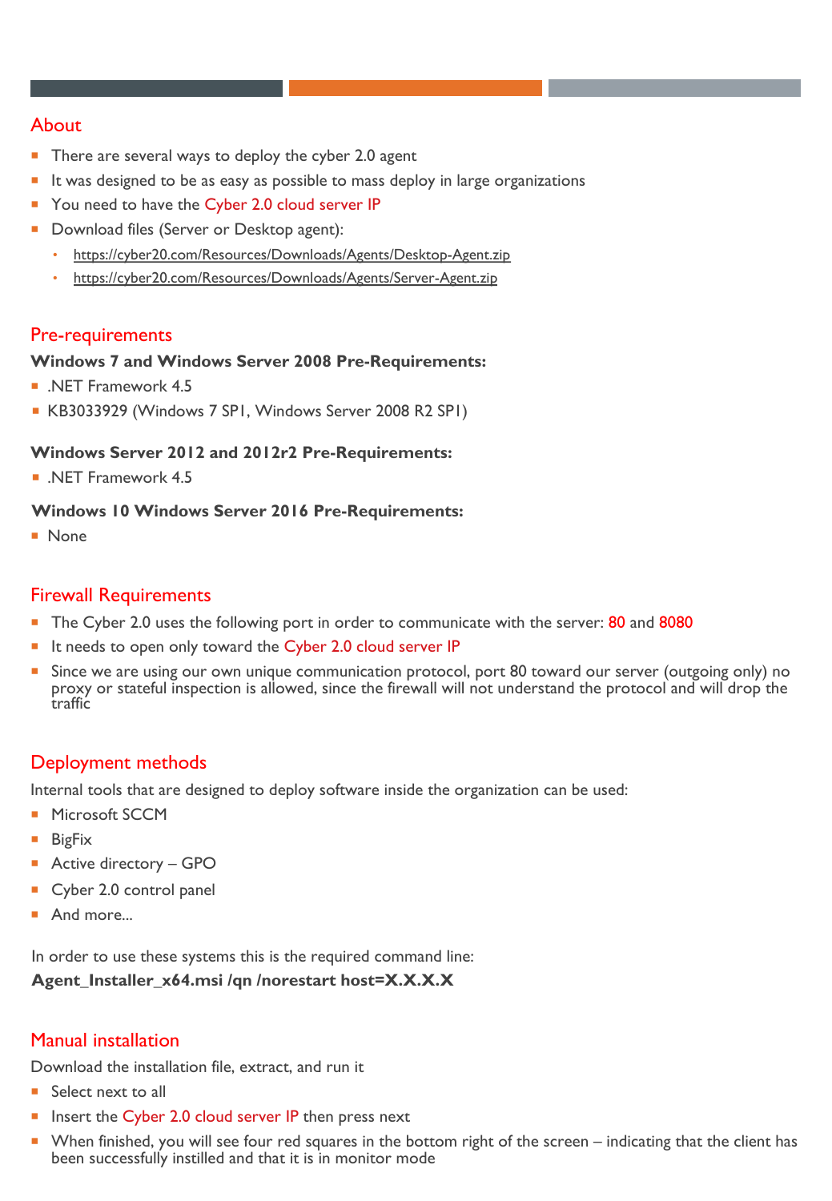## About

- There are several ways to deploy the cyber 2.0 agent
- It was designed to be as easy as possible to mass deploy in large organizations
- You need to have the Cyber 2.0 cloud server IP
- Download files (Server or Desktop agent):
  - https://cyber20.com/Resources/Downloads/Agents/Desktop-Agent.zip
  - https://cyber20.com/Resources/Downloads/Agents/Server-Agent.zip

## Pre-requirements

**Windows 7 and Windows Server 2008 Pre-Requirements:**

- .NET Framework 4.5
- KB3033929 (Windows 7 SP1, Windows Server 2008 R2 SP1)

**Windows Server 2012 and 2012r2 Pre-Requirements:**

- .NET Framework 4.5

**Windows 10 Windows Server 2016 Pre-Requirements:**

- None

## Firewall Requirements

- The Cyber 2.0 uses the following port in order to communicate with the server: 80 and 8080
- It needs to open only toward the Cyber 2.0 cloud server IP
- Since we are using our own unique communication protocol, port 80 toward our server (outgoing only) no proxy or stateful inspection is allowed, since the firewall will not understand the protocol and will drop the traffic

## Deployment methods

Internal tools that are designed to deploy software inside the organization can be used:

- Microsoft SCCM
- BigFix
- Active directory – GPO
- Cyber 2.0 control panel
- And more...

In order to use these systems this is the required command line:

**Agent_Installer_x64.msi /qn /norestart host=X.X.X.X**

## Manual installation

Download the installation file, extract, and run it

- Select next to all
- Insert the Cyber 2.0 cloud server IP then press next
- When finished, you will see four red squares in the bottom right of the screen – indicating that the client has been successfully instilled and that it is in monitor mode